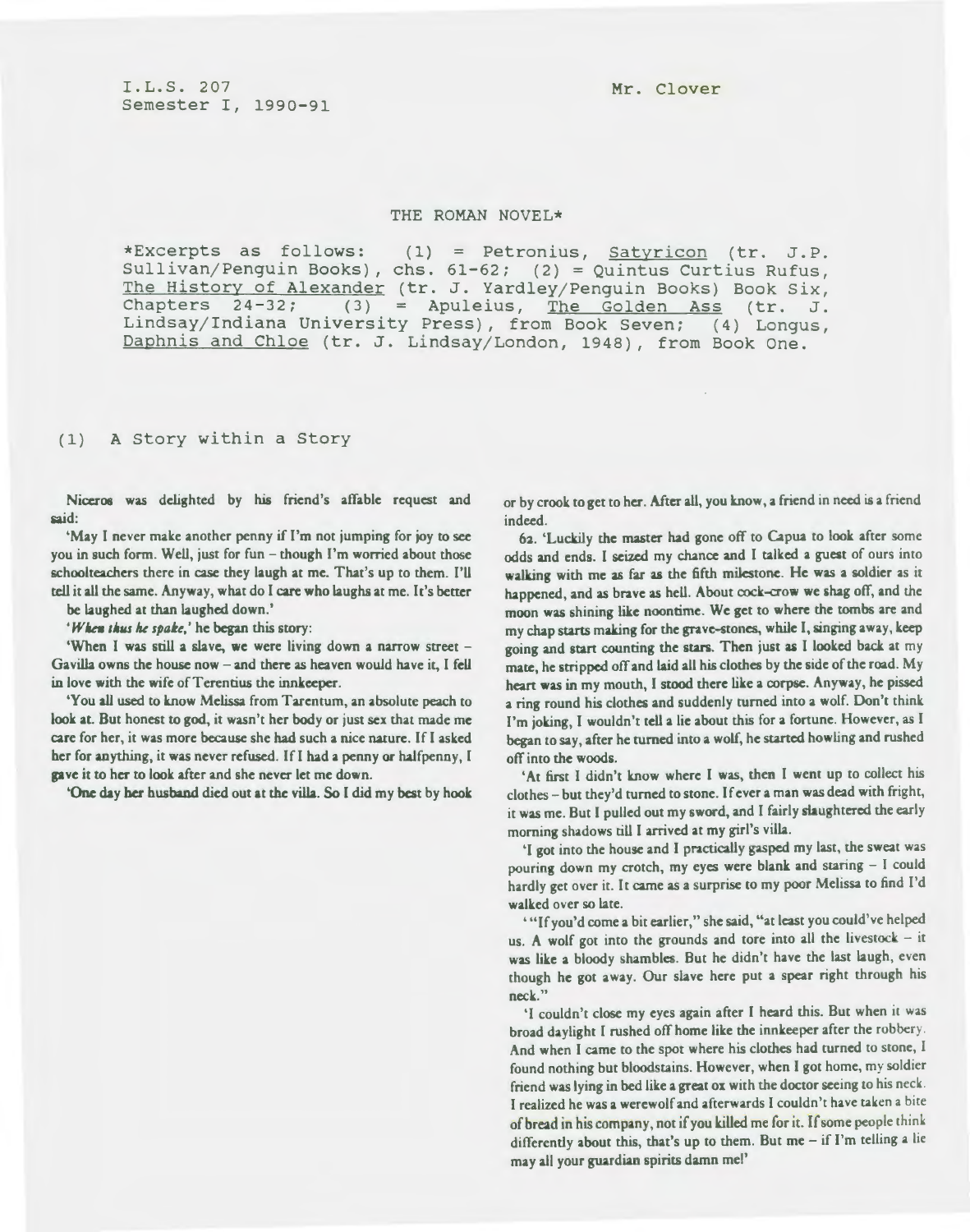I.L.S. 207
Semester I, 1990-91

Mr. Clover

# THE ROMAN NOVEL*

*Excerpts as follows: (1) = Petronius, Satyricon (tr. J.P. Sullivan/Penguin Books), chs. 61-62; (2) = Quintus Curtius Rufus, The History of Alexander (tr. J. Yardley/Penguin Books) Book Six, Chapters 24-32; (3) = Apuleius, The Golden Ass (tr. J. Lindsay/Indiana University Press), from Book Seven; (4) Longus, Daphnis and Chloe (tr. J. Lindsay/London, 1948), from Book One.

## (1) A Story within a Story

Niceros was delighted by his friend's affable request and said:

'May I never make another penny if I'm not jumping for joy to see you in such form. Well, just for fun – though I'm worried about those schoolteachers there in case they laugh at me. That's up to them. I'll tell it all the same. Anyway, what do I care who laughs at me. It's better be laughed at than laughed down.'

'*When thus he spake*,' he began this story:

'When I was still a slave, we were living down a narrow street – Gavilla owns the house now – and there as heaven would have it, I fell in love with the wife of Terentius the innkeeper.

'You all used to know Melissa from Tarentum, an absolute peach to look at. But honest to god, it wasn't her body or just sex that made me care for her, it was more because she had such a nice nature. If I asked her for anything, it was never refused. If I had a penny or halfpenny, I gave it to her to look after and she never let me down.

'One day her husband died out at the villa. So I did my best by hook or by crook to get to her. After all, you know, a friend in need is a friend indeed.

62. 'Luckily the master had gone off to Capua to look after some odds and ends. I seized my chance and I talked a guest of ours into walking with me as far as the fifth milestone. He was a soldier as it happened, and as brave as hell. About cock-crow we shag off, and the moon was shining like noontime. We get to where the tombs are and my chap starts making for the grave-stones, while I, singing away, keep going and start counting the stars. Then just as I looked back at my mate, he stripped off and laid all his clothes by the side of the road. My heart was in my mouth, I stood there like a corpse. Anyway, he pissed a ring round his clothes and suddenly turned into a wolf. Don't think I'm joking, I wouldn't tell a lie about this for a fortune. However, as I began to say, after he turned into a wolf, he started howling and rushed off into the woods.

'At first I didn't know where I was, then I went up to collect his clothes – but they'd turned to stone. If ever a man was dead with fright, it was me. But I pulled out my sword, and I fairly slaughtered the early morning shadows till I arrived at my girl's villa.

'I got into the house and I practically gasped my last, the sweat was pouring down my crotch, my eyes were blank and staring – I could hardly get over it. It came as a surprise to my poor Melissa to find I'd walked over so late.

'"If you'd come a bit earlier," she said, "at least you could've helped us. A wolf got into the grounds and tore into all the livestock – it was like a bloody shambles. But he didn't have the last laugh, even though he got away. Our slave here put a spear right through his neck."

'I couldn't close my eyes again after I heard this. But when it was broad daylight I rushed off home like the innkeeper after the robbery. And when I came to the spot where his clothes had turned to stone, I found nothing but bloodstains. However, when I got home, my soldier friend was lying in bed like a great ox with the doctor seeing to his neck. I realized he was a werewolf and afterwards I couldn't have taken a bite of bread in his company, not if you killed me for it. If some people think differently about this, that's up to them. But me – if I'm telling a lie may all your guardian spirits damn me!'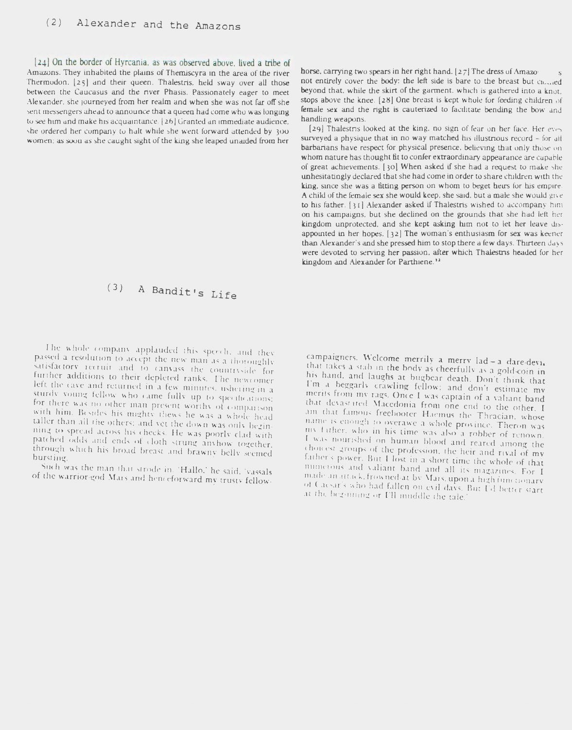## (2) Alexander and the Amazons

[24] On the border of Hyrcania, as was observed above, lived a tribe of Amazons. They inhabited the plains of Themiscyra in the area of the river Thermodon, [25] and their queen, Thalestris, held sway over all those between the Caucasus and the river Phasis. Passionately eager to meet Alexander, she journeyed from her realm and when she was not far off she sent messengers ahead to announce that a queen had come who was longing to see him and make his acquaintance. [26] Granted an immediate audience, she ordered her company to halt while she went forward attended by 300 women; as soon as she caught sight of the king she leaped unaided from her horse, carrying two spears in her right hand. [27] The dress of Amazons does not entirely cover the body: the left side is bare to the breast but clothed beyond that, while the skirt of the garment, which is gathered into a knot, stops above the knee. [28] One breast is kept whole for feeding children of female sex and the right is cauterized to facilitate bending the bow and handling weapons.

[29] Thalestris looked at the king, no sign of fear on her face. Her eyes surveyed a physique that in no way matched his illustrious record – for all barbarians have respect for physical presence, believing that only those on whom nature has thought fit to confer extraordinary appearance are capable of great achievements. [30] When asked if she had a request to make she unhesitatingly declared that she had come in order to share children with the king, since she was a fitting person on whom to beget heirs for his empire. A child of the female sex she would keep, she said, but a male she would give to his father. [31] Alexander asked if Thalestris wished to accompany him on his campaigns, but she declined on the grounds that she had left her kingdom unprotected, and she kept asking him not to let her leave disappointed in her hopes. [32] The woman's enthusiasm for sex was keener than Alexander's and she pressed him to stop there a few days. Thirteen days were devoted to serving her passion, after which Thalestris headed for her kingdom and Alexander for Parthiene.[12]

## (3) A Bandit's Life

The whole company applauded this speech, and they passed a resolution to accept the new man as a thoroughly satisfactory recruit and to canvass the countryside for further additions to their depleted ranks. The newcomer left the cave and returned in a few minutes, ushering in a sturdy young fellow who came fully up to specifications; for there was no other man present worthy of comparison with him. Besides his mighty thews he was a whole head taller than all the others; and yet the down was only beginning to spread across his cheeks. He was poorly clad with patched odds and ends of cloth strung anyhow together, through which his broad breast and brawny belly seemed bursting.

Such was the man that strode in. 'Hallo,' he said, 'vassals of the warrior-god Mars and henceforward my trusty fellow-campaigners. Welcome merrily a merry lad – a dare-devil that takes a stab in the body as cheerfully as a gold-coin in his hand, and laughs at bugbear death. Don't think that I'm a beggarly crawling fellow; and don't estimate my merits from my rags. Once I was captain of a valiant band that devastated Macedonia from one end to the other. I am that famous freebooter Haemus the Thracian, whose name is enough to overawe a whole province. Theron was my father, who in his time was also a robber of renown. I was nourished on human blood and reared among the choicest groups of the profession, the heir and rival of my father's power. But I lost in a short time the whole of that numerous and valiant band and all its magazines. For I made an attack, frowned-at by Mars, upon a high functionary of Caesar's who had fallen on evil days. But I'd better start at the beginning or I'll muddle the tale.'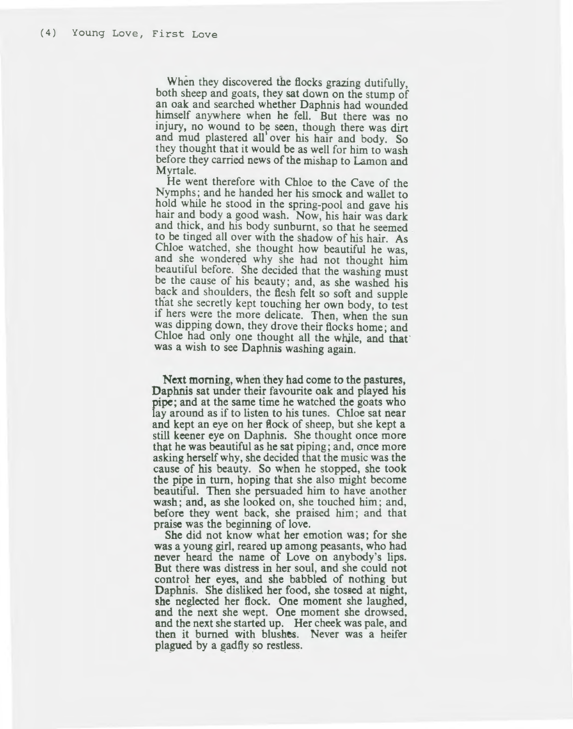When they discovered the flocks grazing dutifully, both sheep and goats, they sat down on the stump of an oak and searched whether Daphnis had wounded himself anywhere when he fell. But there was no injury, no wound to be seen, though there was dirt and mud plastered all over his hair and body. So they thought that it would be as well for him to wash before they carried news of the mishap to Lamon and Myrtale.

He went therefore with Chloe to the Cave of the Nymphs; and he handed her his smock and wallet to hold while he stood in the spring-pool and gave his hair and body a good wash. Now, his hair was dark and thick, and his body sunburnt, so that he seemed to be tinged all over with the shadow of his hair. As Chloe watched, she thought how beautiful he was, and she wondered why she had not thought him beautiful before. She decided that the washing must be the cause of his beauty; and, as she washed his back and shoulders, the flesh felt so soft and supple that she secretly kept touching her own body, to test if hers were the more delicate. Then, when the sun was dipping down, they drove their flocks home; and Chloe had only one thought all the while, and that was a wish to see Daphnis washing again.

Next morning, when they had come to the pastures, Daphnis sat under their favourite oak and played his pipe; and at the same time he watched the goats who lay around as if to listen to his tunes. Chloe sat near and kept an eye on her flock of sheep, but she kept a still keener eye on Daphnis. She thought once more that he was beautiful as he sat piping; and, once more asking herself why, she decided that the music was the cause of his beauty. So when he stopped, she took the pipe in turn, hoping that she also might become beautiful. Then she persuaded him to have another wash; and, as she looked on, she touched him; and, before they went back, she praised him; and that praise was the beginning of love.

She did not know what her emotion was; for she was a young girl, reared up among peasants, who had never heard the name of Love on anybody's lips. But there was distress in her soul, and she could not control her eyes, and she babbled of nothing but Daphnis. She disliked her food, she tossed at night, she neglected her flock. One moment she laughed, and the next she wept. One moment she drowsed, and the next she started up. Her cheek was pale, and then it burned with blushes. Never was a heifer plagued by a gadfly so restless.